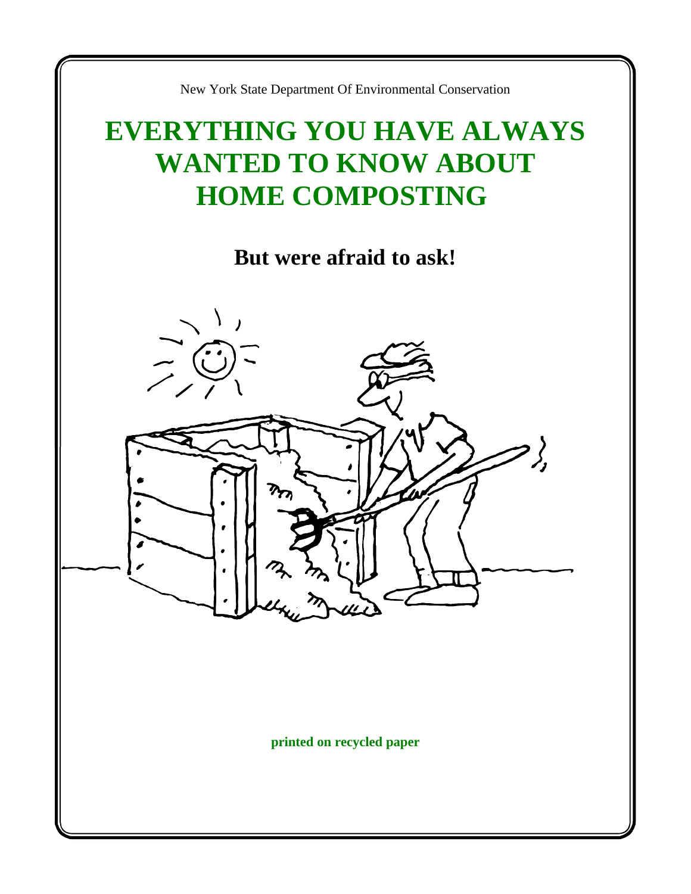New York State Department Of Environmental Conservation

# EVERYTHING YOU HAVE ALWAYS WANTED TO KNOW ABOUT HOME COMPOSTING

## But were afraid to ask!

**printed on recycled paper**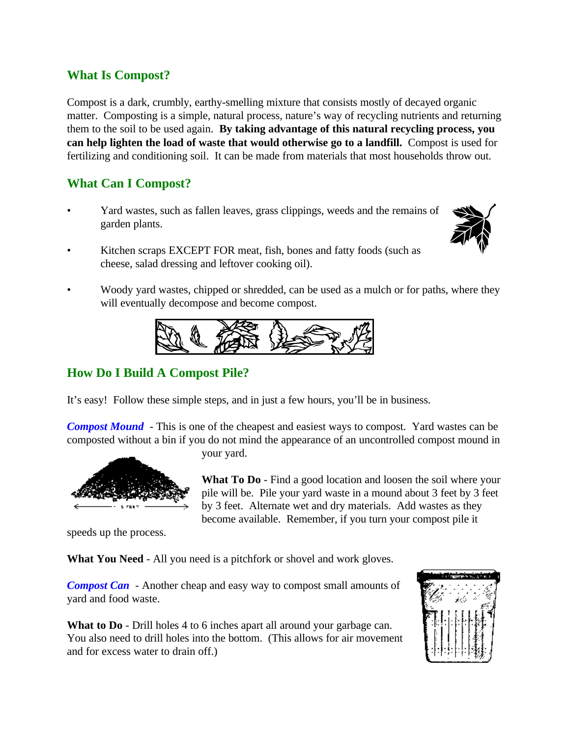## What Is Compost?

Compost is a dark, crumbly, earthy-smelling mixture that consists mostly of decayed organic matter. Composting is a simple, natural process, nature's way of recycling nutrients and returning them to the soil to be used again. **By taking advantage of this natural recycling process, you can help lighten the load of waste that would otherwise go to a landfill.** Compost is used for fertilizing and conditioning soil. It can be made from materials that most households throw out.

## What Can I Compost?

- Yard wastes, such as fallen leaves, grass clippings, weeds and the remains of garden plants.
- Kitchen scraps EXCEPT FOR meat, fish, bones and fatty foods (such as cheese, salad dressing and leftover cooking oil).
- Woody yard wastes, chipped or shredded, can be used as a mulch or for paths, where they will eventually decompose and become compost.

## How Do I Build A Compost Pile?

It's easy! Follow these simple steps, and in just a few hours, you'll be in business.

***Compost Mound*** - This is one of the cheapest and easiest ways to compost. Yard wastes can be composted without a bin if you do not mind the appearance of an uncontrolled compost mound in your yard.

**What To Do** - Find a good location and loosen the soil where your pile will be. Pile your yard waste in a mound about 3 feet by 3 feet by 3 feet. Alternate wet and dry materials. Add wastes as they become available. Remember, if you turn your compost pile it speeds up the process.

**What You Need** - All you need is a pitchfork or shovel and work gloves.

***Compost Can*** - Another cheap and easy way to compost small amounts of yard and food waste.

**What to Do** - Drill holes 4 to 6 inches apart all around your garbage can. You also need to drill holes into the bottom. (This allows for air movement and for excess water to drain off.)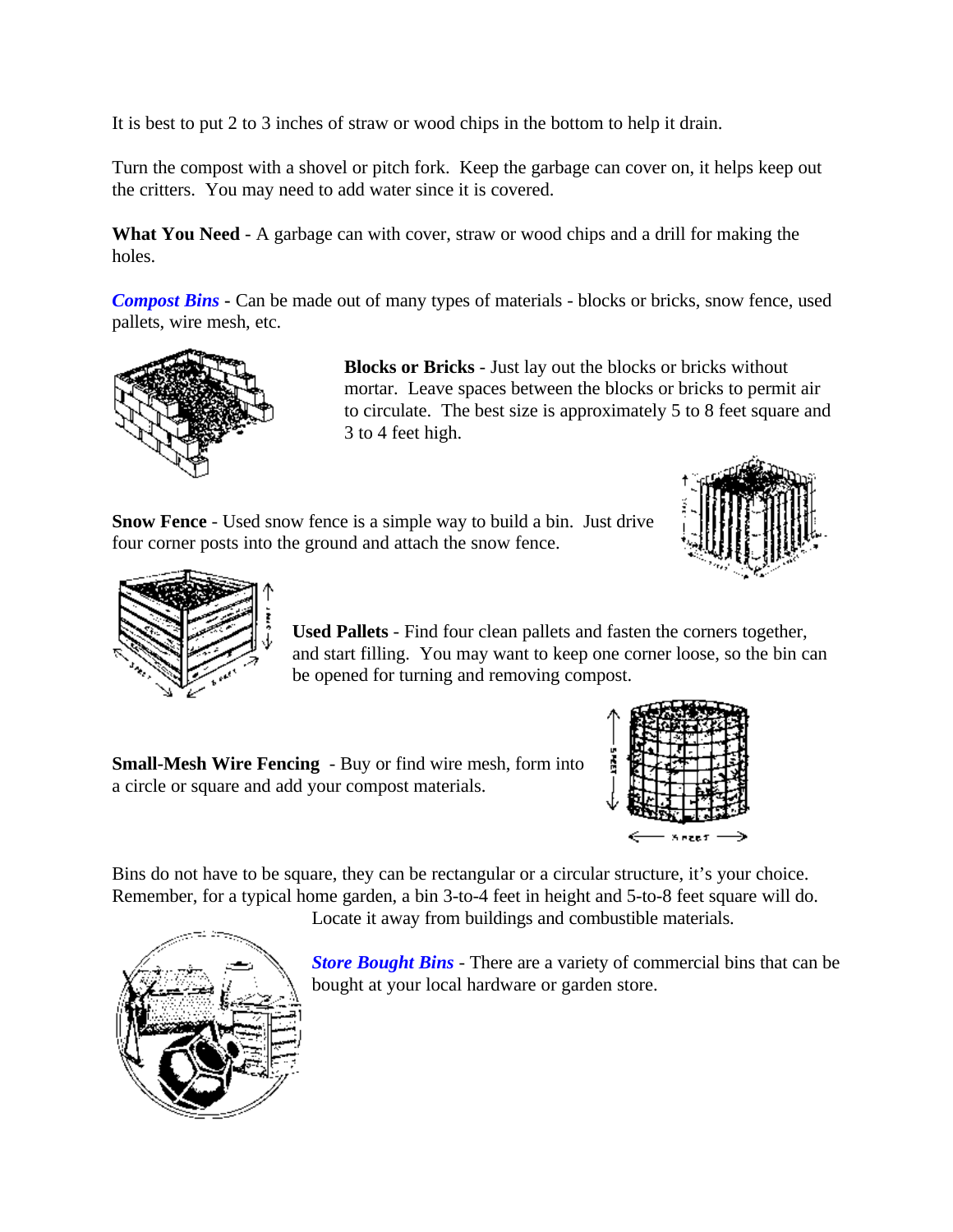It is best to put 2 to 3 inches of straw or wood chips in the bottom to help it drain.

Turn the compost with a shovel or pitch fork. Keep the garbage can cover on, it helps keep out the critters. You may need to add water since it is covered.

**What You Need** - A garbage can with cover, straw or wood chips and a drill for making the holes.

***Compost Bins*** **-** Can be made out of many types of materials - blocks or bricks, snow fence, used pallets, wire mesh, etc.

**Blocks or Bricks** - Just lay out the blocks or bricks without mortar. Leave spaces between the blocks or bricks to permit air to circulate. The best size is approximately 5 to 8 feet square and 3 to 4 feet high.

**Snow Fence** - Used snow fence is a simple way to build a bin. Just drive four corner posts into the ground and attach the snow fence.

**Used Pallets** - Find four clean pallets and fasten the corners together, and start filling. You may want to keep one corner loose, so the bin can be opened for turning and removing compost.

**Small-Mesh Wire Fencing** - Buy or find wire mesh, form into a circle or square and add your compost materials.

Bins do not have to be square, they can be rectangular or a circular structure, it's your choice. Remember, for a typical home garden, a bin 3-to-4 feet in height and 5-to-8 feet square will do. Locate it away from buildings and combustible materials.

***Store Bought Bins*** - There are a variety of commercial bins that can be bought at your local hardware or garden store.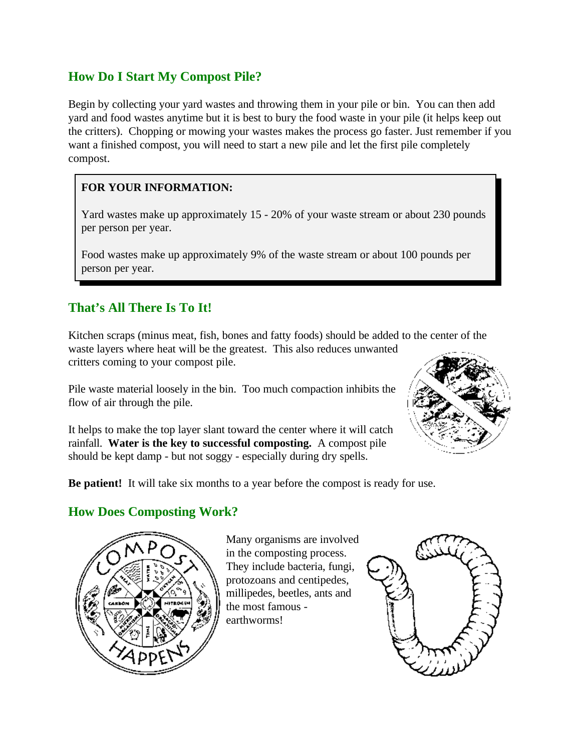## How Do I Start My Compost Pile?

Begin by collecting your yard wastes and throwing them in your pile or bin. You can then add yard and food wastes anytime but it is best to bury the food waste in your pile (it helps keep out the critters). Chopping or mowing your wastes makes the process go faster. Just remember if you want a finished compost, you will need to start a new pile and let the first pile completely compost.

> **FOR YOUR INFORMATION:**
>
> Yard wastes make up approximately 15 - 20% of your waste stream or about 230 pounds per person per year.
>
> Food wastes make up approximately 9% of the waste stream or about 100 pounds per person per year.

## That's All There Is To It!

Kitchen scraps (minus meat, fish, bones and fatty foods) should be added to the center of the waste layers where heat will be the greatest. This also reduces unwanted critters coming to your compost pile.

Pile waste material loosely in the bin. Too much compaction inhibits the flow of air through the pile.

It helps to make the top layer slant toward the center where it will catch rainfall. **Water is the key to successful composting.** A compost pile should be kept damp - but not soggy - especially during dry spells.

**Be patient!** It will take six months to a year before the compost is ready for use.

## How Does Composting Work?

Many organisms are involved in the composting process. They include bacteria, fungi, protozoans and centipedes, millipedes, beetles, ants and the most famous - earthworms!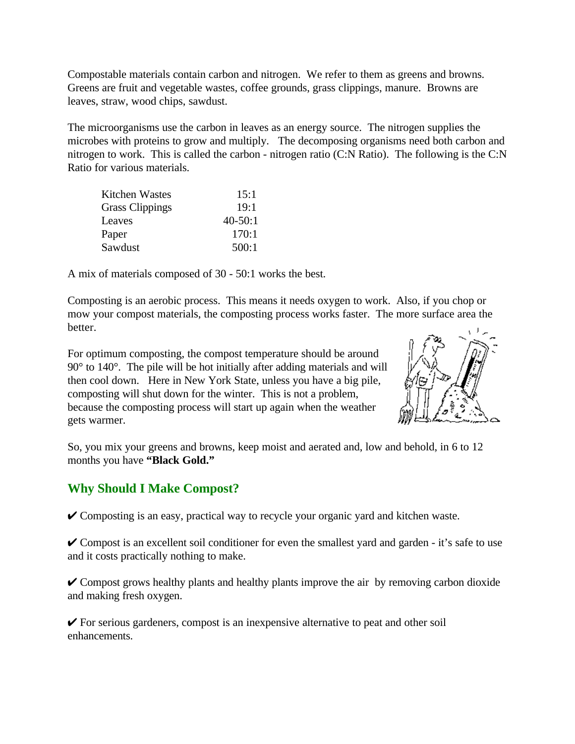Compostable materials contain carbon and nitrogen. We refer to them as greens and browns. Greens are fruit and vegetable wastes, coffee grounds, grass clippings, manure. Browns are leaves, straw, wood chips, sawdust.

The microorganisms use the carbon in leaves as an energy source. The nitrogen supplies the microbes with proteins to grow and multiply. The decomposing organisms need both carbon and nitrogen to work. This is called the carbon - nitrogen ratio (C:N Ratio). The following is the C:N Ratio for various materials.

| Material | C:N Ratio |
|---|---|
| Kitchen Wastes | 15:1 |
| Grass Clippings | 19:1 |
| Leaves | 40-50:1 |
| Paper | 170:1 |
| Sawdust | 500:1 |

A mix of materials composed of 30 - 50:1 works the best.

Composting is an aerobic process. This means it needs oxygen to work. Also, if you chop or mow your compost materials, the composting process works faster. The more surface area the better.

For optimum composting, the compost temperature should be around 90° to 140°. The pile will be hot initially after adding materials and will then cool down. Here in New York State, unless you have a big pile, composting will shut down for the winter. This is not a problem, because the composting process will start up again when the weather gets warmer.

So, you mix your greens and browns, keep moist and aerated and, low and behold, in 6 to 12 months you have **"Black Gold."**

## Why Should I Make Compost?

✔ Composting is an easy, practical way to recycle your organic yard and kitchen waste.

✔ Compost is an excellent soil conditioner for even the smallest yard and garden - it's safe to use and it costs practically nothing to make.

✔ Compost grows healthy plants and healthy plants improve the air by removing carbon dioxide and making fresh oxygen.

✔ For serious gardeners, compost is an inexpensive alternative to peat and other soil enhancements.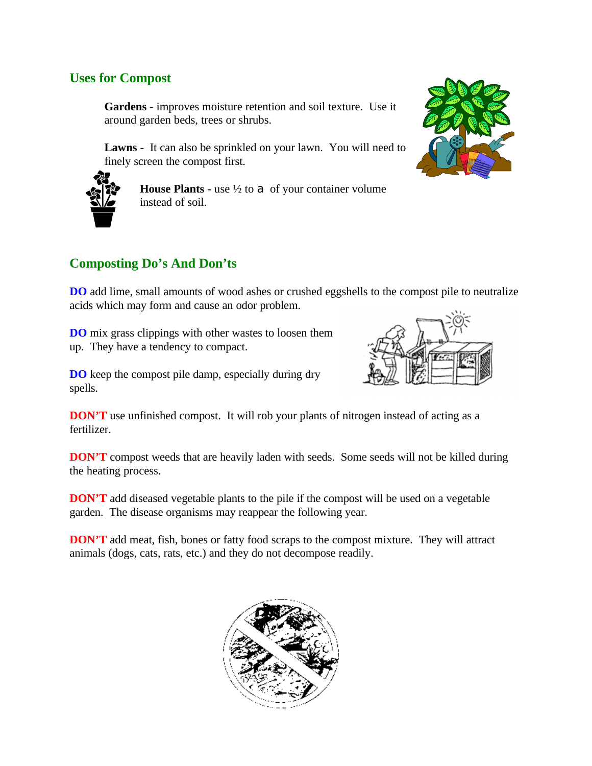## Uses for Compost

**Gardens** - improves moisture retention and soil texture. Use it around garden beds, trees or shrubs.

**Lawns** - It can also be sprinkled on your lawn. You will need to finely screen the compost first.

**House Plants** - use ½ to a of your container volume instead of soil.

## Composting Do's And Don'ts

**DO** add lime, small amounts of wood ashes or crushed eggshells to the compost pile to neutralize acids which may form and cause an odor problem.

**DO** mix grass clippings with other wastes to loosen them up. They have a tendency to compact.

**DO** keep the compost pile damp, especially during dry spells.

**DON'T** use unfinished compost. It will rob your plants of nitrogen instead of acting as a fertilizer.

**DON'T** compost weeds that are heavily laden with seeds. Some seeds will not be killed during the heating process.

**DON'T** add diseased vegetable plants to the pile if the compost will be used on a vegetable garden. The disease organisms may reappear the following year.

**DON'T** add meat, fish, bones or fatty food scraps to the compost mixture. They will attract animals (dogs, cats, rats, etc.) and they do not decompose readily.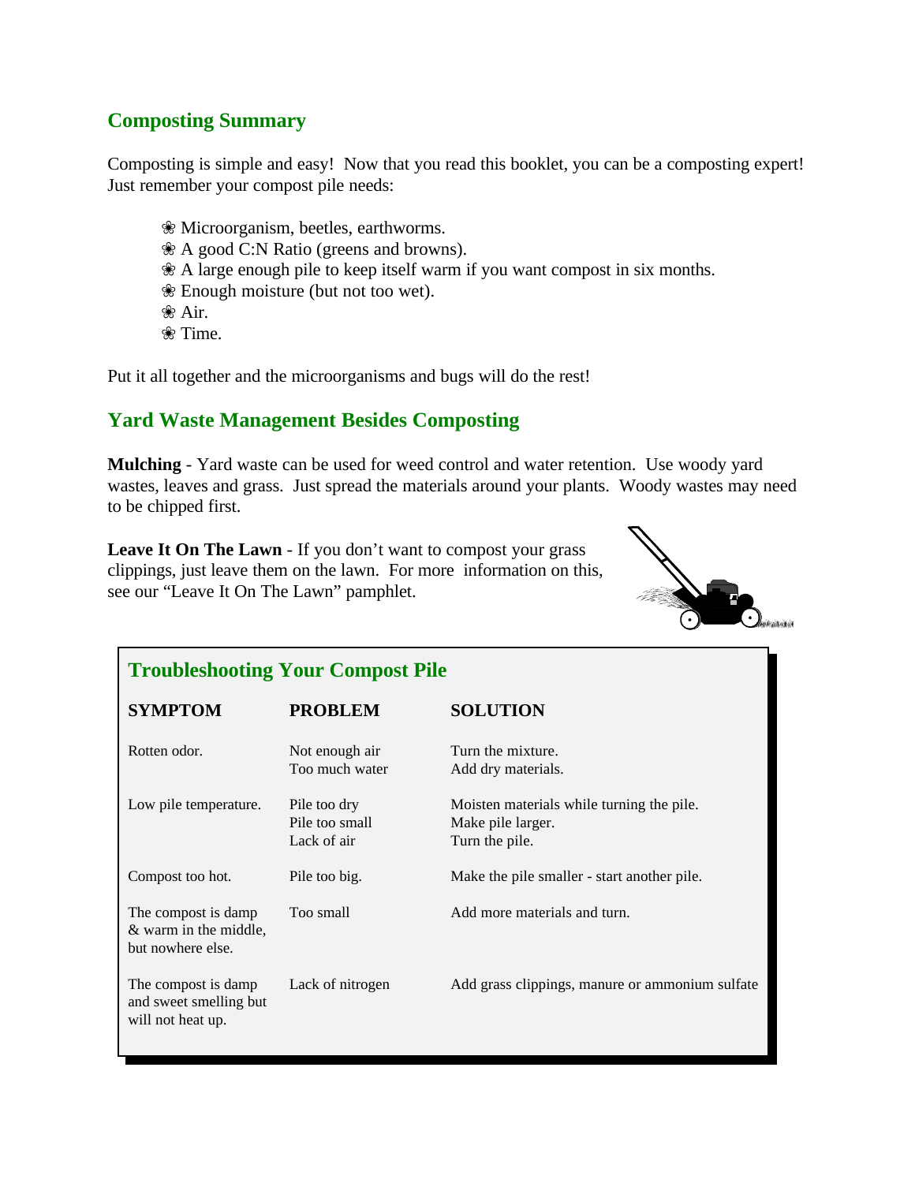## Composting Summary

Composting is simple and easy! Now that you read this booklet, you can be a composting expert! Just remember your compost pile needs:

- ❀ Microorganism, beetles, earthworms.
- ❀ A good C:N Ratio (greens and browns).
- ❀ A large enough pile to keep itself warm if you want compost in six months.
- ❀ Enough moisture (but not too wet).
- ❀ Air.
- ❀ Time.

Put it all together and the microorganisms and bugs will do the rest!

## Yard Waste Management Besides Composting

**Mulching** - Yard waste can be used for weed control and water retention. Use woody yard wastes, leaves and grass. Just spread the materials around your plants. Woody wastes may need to be chipped first.

**Leave It On The Lawn** - If you don't want to compost your grass clippings, just leave them on the lawn. For more information on this, see our "Leave It On The Lawn" pamphlet.

### Troubleshooting Your Compost Pile

| SYMPTOM | PROBLEM | SOLUTION |
|---|---|---|
| Rotten odor. | Not enough air<br>Too much water | Turn the mixture.<br>Add dry materials. |
| Low pile temperature. | Pile too dry<br>Pile too small<br>Lack of air | Moisten materials while turning the pile.<br>Make pile larger.<br>Turn the pile. |
| Compost too hot. | Pile too big. | Make the pile smaller - start another pile. |
| The compost is damp & warm in the middle, but nowhere else. | Too small | Add more materials and turn. |
| The compost is damp and sweet smelling but will not heat up. | Lack of nitrogen | Add grass clippings, manure or ammonium sulfate |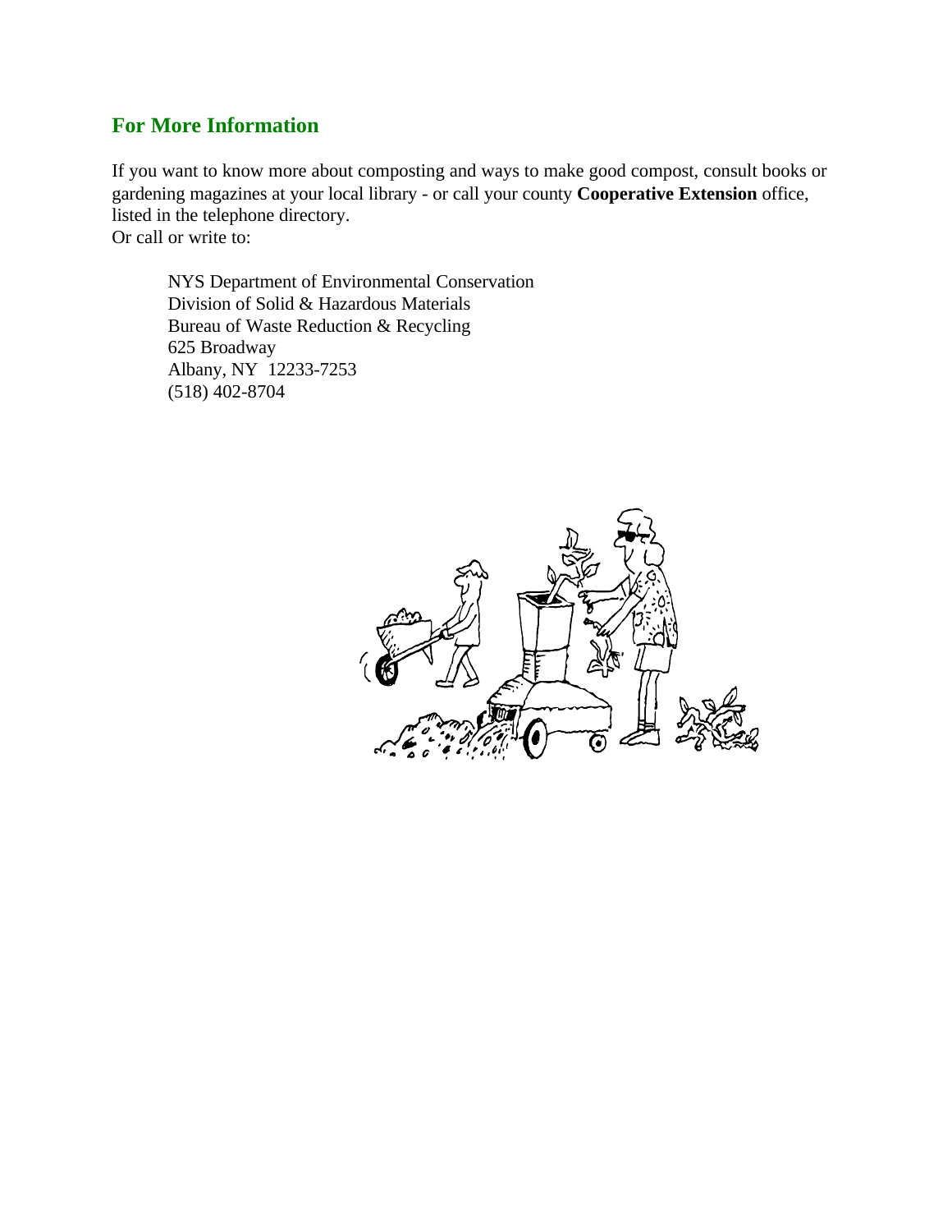## For More Information

If you want to know more about composting and ways to make good compost, consult books or gardening magazines at your local library - or call your county **Cooperative Extension** office, listed in the telephone directory.
Or call or write to:

NYS Department of Environmental Conservation
Division of Solid & Hazardous Materials
Bureau of Waste Reduction & Recycling
625 Broadway
Albany, NY 12233-7253
(518) 402-8704